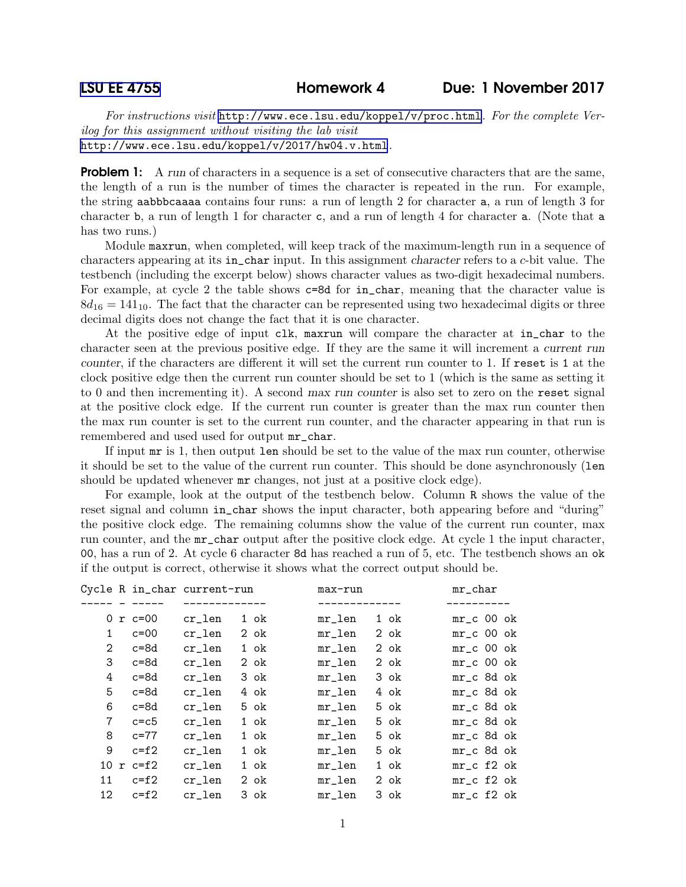LSU EE 4755 **Homework 4** **Due: 1 November 2017**

*For instructions visit* http://www.ece.lsu.edu/koppel/v/proc.html*. For the complete Verilog for this assignment without visiting the lab visit* http://www.ece.lsu.edu/koppel/v/2017/hw04.v.html.

**Problem 1:** A *run* of characters in a sequence is a set of consecutive characters that are the same, the length of a run is the number of times the character is repeated in the run. For example, the string `aabbbcaaaa` contains four runs: a run of length 2 for character `a`, a run of length 3 for character `b`, a run of length 1 for character `c`, and a run of length 4 for character `a`. (Note that `a` has two runs.)

Module `maxrun`, when completed, will keep track of the maximum-length run in a sequence of characters appearing at its `in_char` input. In this assignment *character* refers to a *c*-bit value. The testbench (including the excerpt below) shows character values as two-digit hexadecimal numbers. For example, at cycle 2 the table shows `c=8d` for `in_char`, meaning that the character value is $8d_{16} = 141_{10}$. The fact that the character can be represented using two hexadecimal digits or three decimal digits does not change the fact that it is one character.

At the positive edge of input `clk`, `maxrun` will compare the character at `in_char` to the character seen at the previous positive edge. If they are the same it will increment a *current run counter*, if the characters are different it will set the current run counter to 1. If `reset` is 1 at the clock positive edge then the current run counter should be set to 1 (which is the same as setting it to 0 and then incrementing it). A second *max run counter* is also set to zero on the `reset` signal at the positive clock edge. If the current run counter is greater than the max run counter then the max run counter is set to the current run counter, and the character appearing in that run is remembered and used used for output `mr_char`.

If input `mr` is 1, then output `len` should be set to the value of the max run counter, otherwise it should be set to the value of the current run counter. This should be done asynchronously (`len` should be updated whenever `mr` changes, not just at a positive clock edge).

For example, look at the output of the testbench below. Column `R` shows the value of the reset signal and column `in_char` shows the input character, both appearing before and "during" the positive clock edge. The remaining columns show the value of the current run counter, max run counter, and the `mr_char` output after the positive clock edge. At cycle 1 the input character, `00`, has a run of 2. At cycle 6 character `8d` has reached a run of 5, etc. The testbench shows an `ok` if the output is correct, otherwise it shows what the correct output should be.

```
Cycle R in_char current-run         max-run           mr_char
----- - -----   -------------       -------------     ----------
    0 r c=00    cr_len    1 ok      mr_len    1 ok    mr_c 00 ok
    1   c=00    cr_len    2 ok      mr_len    2 ok    mr_c 00 ok
    2   c=8d    cr_len    1 ok      mr_len    2 ok    mr_c 00 ok
    3   c=8d    cr_len    2 ok      mr_len    2 ok    mr_c 00 ok
    4   c=8d    cr_len    3 ok      mr_len    3 ok    mr_c 8d ok
    5   c=8d    cr_len    4 ok      mr_len    4 ok    mr_c 8d ok
    6   c=8d    cr_len    5 ok      mr_len    5 ok    mr_c 8d ok
    7   c=c5    cr_len    1 ok      mr_len    5 ok    mr_c 8d ok
    8   c=77    cr_len    1 ok      mr_len    5 ok    mr_c 8d ok
    9   c=f2    cr_len    1 ok      mr_len    5 ok    mr_c 8d ok
   10 r c=f2    cr_len    1 ok      mr_len    1 ok    mr_c f2 ok
   11   c=f2    cr_len    2 ok      mr_len    2 ok    mr_c f2 ok
   12   c=f2    cr_len    3 ok      mr_len    3 ok    mr_c f2 ok
```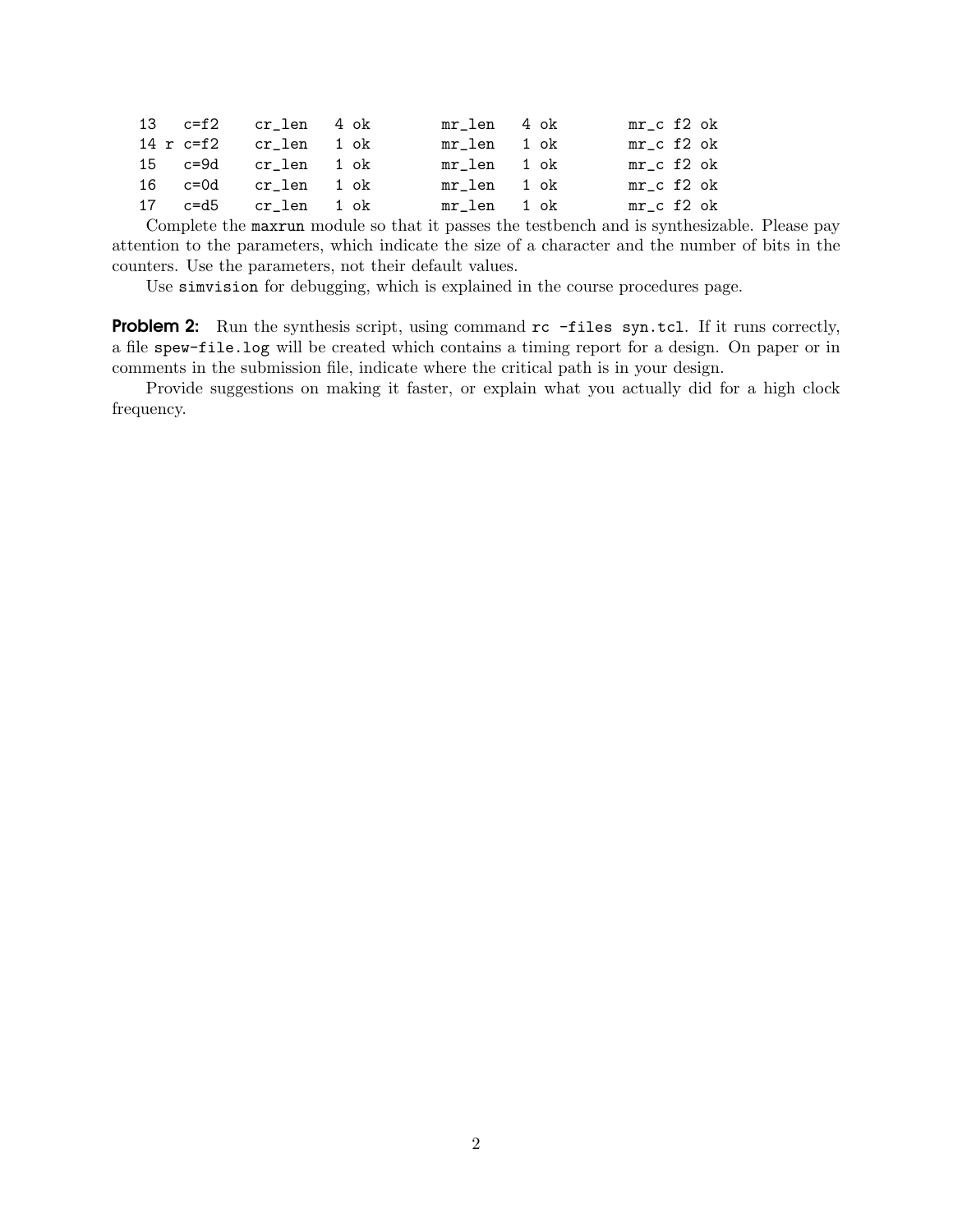```
13   c=f2   cr_len  4 ok       mr_len  4 ok       mr_c f2 ok
14 r c=f2   cr_len  1 ok       mr_len  1 ok       mr_c f2 ok
15   c=9d   cr_len  1 ok       mr_len  1 ok       mr_c f2 ok
16   c=0d   cr_len  1 ok       mr_len  1 ok       mr_c f2 ok
17   c=d5   cr_len  1 ok       mr_len  1 ok       mr_c f2 ok
```

Complete the `maxrun` module so that it passes the testbench and is synthesizable. Please pay attention to the parameters, which indicate the size of a character and the number of bits in the counters. Use the parameters, not their default values.

Use `simvision` for debugging, which is explained in the course procedures page.

**Problem 2:** Run the synthesis script, using command `rc -files syn.tcl`. If it runs correctly, a file `spew-file.log` will be created which contains a timing report for a design. On paper or in comments in the submission file, indicate where the critical path is in your design.

Provide suggestions on making it faster, or explain what you actually did for a high clock frequency.